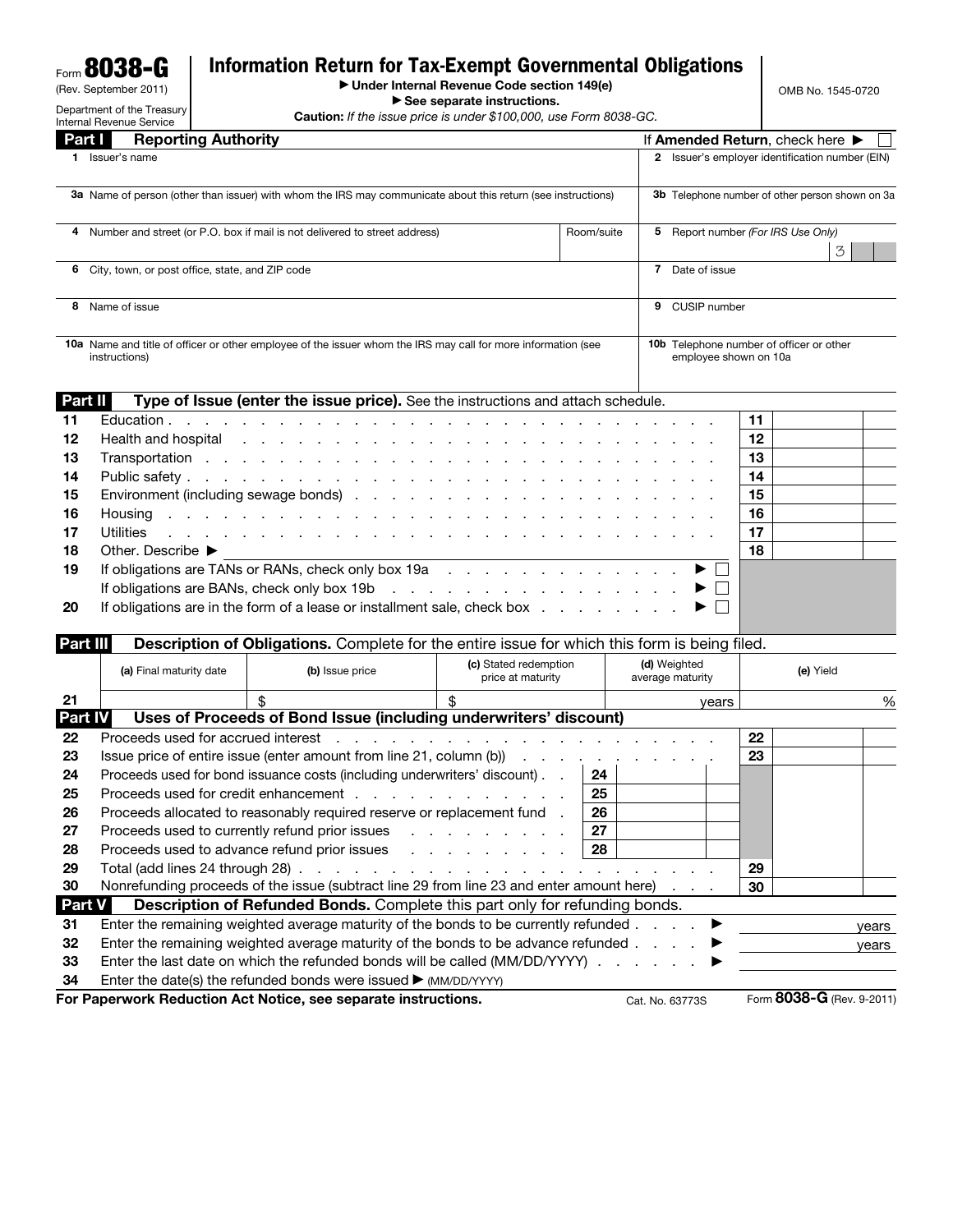Form **8038-G**
(Rev. September 2011)
Department of the Treasury
Internal Revenue Service

# Information Return for Tax-Exempt Governmental Obligations

▶ Under Internal Revenue Code section 149(e)
▶ See separate instructions.
**Caution:** *If the issue price is under $100,000, use Form 8038-GC.*

OMB No. 1545-0720

## Part I Reporting Authority

If **Amended Return**, check here ▶ ☐

| | |
|---|---|
| **1** Issuer's name | **2** Issuer's employer identification number (EIN) |
| **3a** Name of person (other than issuer) with whom the IRS may communicate about this return (see instructions) | **3b** Telephone number of other person shown on 3a |
| **4** Number and street (or P.O. box if mail is not delivered to street address) — Room/suite | **5** Report number *(For IRS Use Only)* 3 |
| **6** City, town, or post office, state, and ZIP code | **7** Date of issue |
| **8** Name of issue | **9** CUSIP number |
| **10a** Name and title of officer or other employee of the issuer whom the IRS may call for more information (see instructions) | **10b** Telephone number of officer or other employee shown on 10a |

## Part II Type of Issue (enter the issue price). See the instructions and attach schedule.

| | | | |
|---|---|---|---|
| 11 | Education | 11 | |
| 12 | Health and hospital | 12 | |
| 13 | Transportation | 13 | |
| 14 | Public safety | 14 | |
| 15 | Environment (including sewage bonds) | 15 | |
| 16 | Housing | 16 | |
| 17 | Utilities | 17 | |
| 18 | Other. Describe ▶ | 18 | |
| 19 | If obligations are TANs or RANs, check only box 19a ▶ ☐ | | |
| | If obligations are BANs, check only box 19b ▶ ☐ | | |
| 20 | If obligations are in the form of a lease or installment sale, check box ▶ ☐ | | |

## Part III Description of Obligations. Complete for the entire issue for which this form is being filed.

| | (a) Final maturity date | (b) Issue price | (c) Stated redemption price at maturity | (d) Weighted average maturity | (e) Yield |
|---|---|---|---|---|---|
| 21 | | $ | $ | years | % |

## Part IV Uses of Proceeds of Bond Issue (including underwriters' discount)

| | | | | | |
|---|---|---|---|---|---|
| 22 | Proceeds used for accrued interest | | | 22 | |
| 23 | Issue price of entire issue (enter amount from line 21, column (b)) | | | 23 | |
| 24 | Proceeds used for bond issuance costs (including underwriters' discount) | 24 | | | |
| 25 | Proceeds used for credit enhancement | 25 | | | |
| 26 | Proceeds allocated to reasonably required reserve or replacement fund | 26 | | | |
| 27 | Proceeds used to currently refund prior issues | 27 | | | |
| 28 | Proceeds used to advance refund prior issues | 28 | | | |
| 29 | Total (add lines 24 through 28) | | | 29 | |
| 30 | Nonrefunding proceeds of the issue (subtract line 29 from line 23 and enter amount here) | | | 30 | |

## Part V Description of Refunded Bonds. Complete this part only for refunding bonds.

| | | |
|---|---|---|
| 31 | Enter the remaining weighted average maturity of the bonds to be currently refunded ▶ | years |
| 32 | Enter the remaining weighted average maturity of the bonds to be advance refunded ▶ | years |
| 33 | Enter the last date on which the refunded bonds will be called (MM/DD/YYYY) ▶ | |
| 34 | Enter the date(s) the refunded bonds were issued ▶ (MM/DD/YYYY) | |

**For Paperwork Reduction Act Notice, see separate instructions.** Cat. No. 63773S Form **8038-G** (Rev. 9-2011)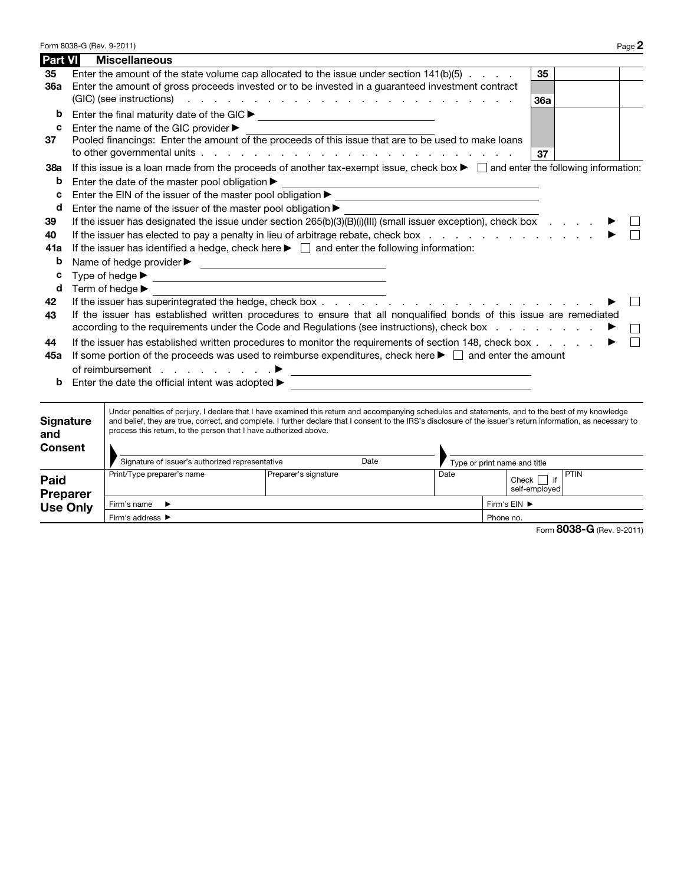## Part VI Miscellaneous

| | | | |
|---|---|---|---|
| **35** | Enter the amount of the state volume cap allocated to the issue under section 141(b)(5) | **35** | |
| **36a** | Enter the amount of gross proceeds invested or to be invested in a guaranteed investment contract (GIC) (see instructions) | **36a** | |
| **b** | Enter the final maturity date of the GIC ▶ | | |
| **c** | Enter the name of the GIC provider ▶ | | |
| **37** | Pooled financings: Enter the amount of the proceeds of this issue that are to be used to make loans to other governmental units | **37** | |

**38a** If this issue is a loan made from the proceeds of another tax-exempt issue, check box ▶ ☐ and enter the following information:

**b** Enter the date of the master pool obligation ▶

**c** Enter the EIN of the issuer of the master pool obligation ▶

**d** Enter the name of the issuer of the master pool obligation ▶

**39** If the issuer has designated the issue under section 265(b)(3)(B)(i)(III) (small issuer exception), check box ▶ ☐

**40** If the issuer has elected to pay a penalty in lieu of arbitrage rebate, check box ▶ ☐

**41a** If the issuer has identified a hedge, check here ▶ ☐ and enter the following information:

**b** Name of hedge provider ▶

**c** Type of hedge ▶

**d** Term of hedge ▶

**42** If the issuer has superintegrated the hedge, check box ▶ ☐

**43** If the issuer has established written procedures to ensure that all nonqualified bonds of this issue are remediated according to the requirements under the Code and Regulations (see instructions), check box ▶ ☐

**44** If the issuer has established written procedures to monitor the requirements of section 148, check box ▶ ☐

**45a** If some portion of the proceeds was used to reimburse expenditures, check here ▶ ☐ and enter the amount of reimbursement ▶

**b** Enter the date the official intent was adopted ▶

## Signature and Consent

Under penalties of perjury, I declare that I have examined this return and accompanying schedules and statements, and to the best of my knowledge and belief, they are true, correct, and complete. I further declare that I consent to the IRS's disclosure of the issuer's return information, as necessary to process this return, to the person that I have authorized above.

| | | |
|---|---|---|
| Signature of issuer's authorized representative | Date | Type or print name and title |

## Paid Preparer Use Only

| | | | | |
|---|---|---|---|---|
| Print/Type preparer's name | Preparer's signature | Date | Check ☐ if self-employed | PTIN |
| Firm's name ▶ | | | Firm's EIN ▶ | |
| Firm's address ▶ | | | Phone no. | |

Form **8038-G** (Rev. 9-2011)